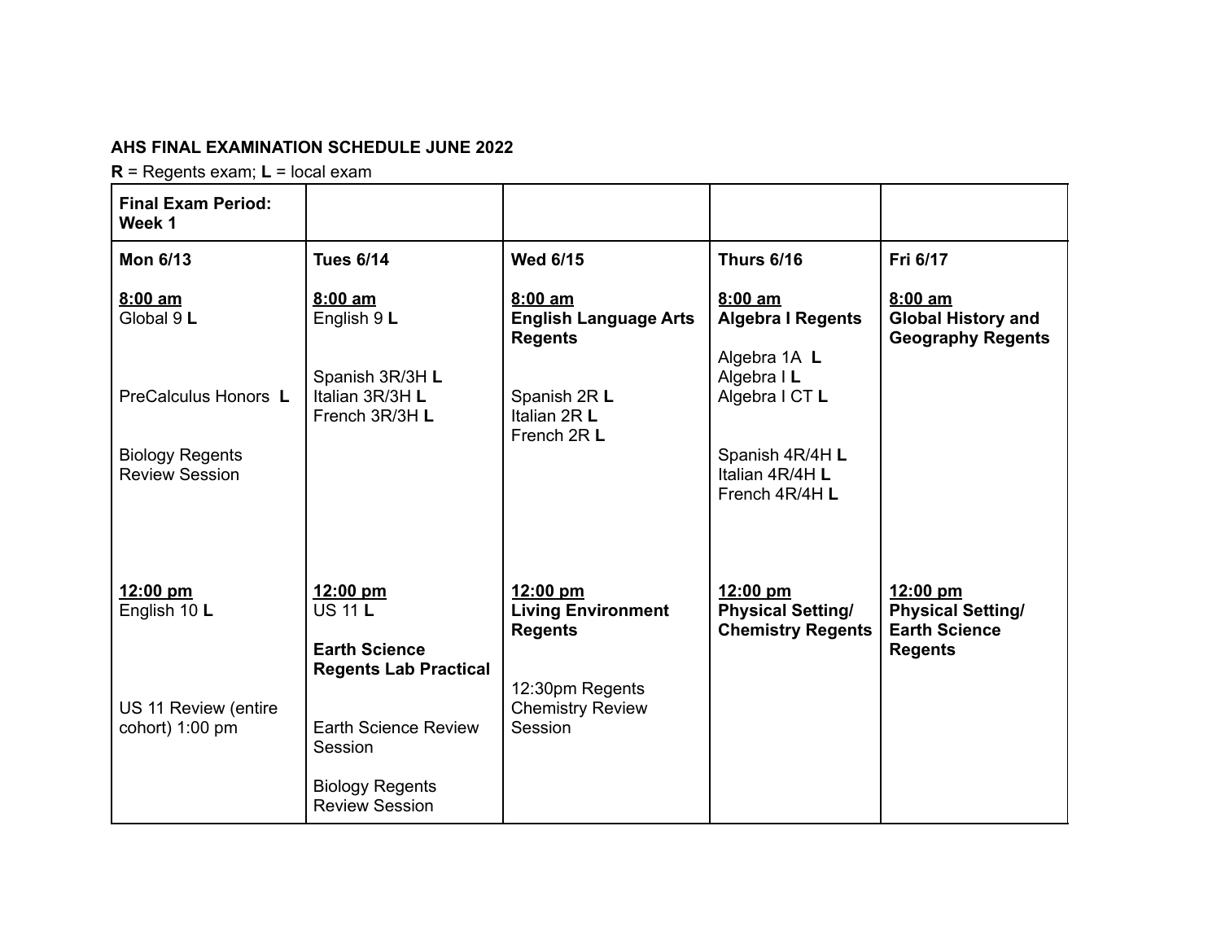**AHS FINAL EXAMINATION SCHEDULE JUNE 2022**

**R** = Regents exam; **L** = local exam

| **Final Exam Period: Week 1** | | | | |
|---|---|---|---|---|
| **Mon 6/13**<br><br>**8:00 am**<br>Global 9 **L**<br><br>PreCalculus Honors **L**<br><br>Biology Regents Review Session<br><br>**12:00 pm**<br>English 10 **L**<br><br>US 11 Review (entire cohort) 1:00 pm | **Tues 6/14**<br><br>**8:00 am**<br>English 9 **L**<br><br>Spanish 3R/3H **L**<br>Italian 3R/3H **L**<br>French 3R/3H **L**<br><br>**12:00 pm**<br>US 11 **L**<br><br>**Earth Science Regents Lab Practical**<br><br>Earth Science Review Session<br><br>Biology Regents Review Session | **Wed 6/15**<br><br>**8:00 am**<br>**English Language Arts Regents**<br><br>Spanish 2R **L**<br>Italian 2R **L**<br>French 2R **L**<br><br>**12:00 pm**<br>**Living Environment Regents**<br><br>12:30pm Regents Chemistry Review Session | **Thurs 6/16**<br><br>**8:00 am**<br>**Algebra I Regents**<br><br>Algebra 1A **L**<br>Algebra I **L**<br>Algebra I CT **L**<br><br>Spanish 4R/4H **L**<br>Italian 4R/4H **L**<br>French 4R/4H **L**<br><br>**12:00 pm**<br>**Physical Setting/ Chemistry Regents** | **Fri 6/17**<br><br>**8:00 am**<br>**Global History and Geography Regents**<br><br>**12:00 pm**<br>**Physical Setting/ Earth Science Regents** |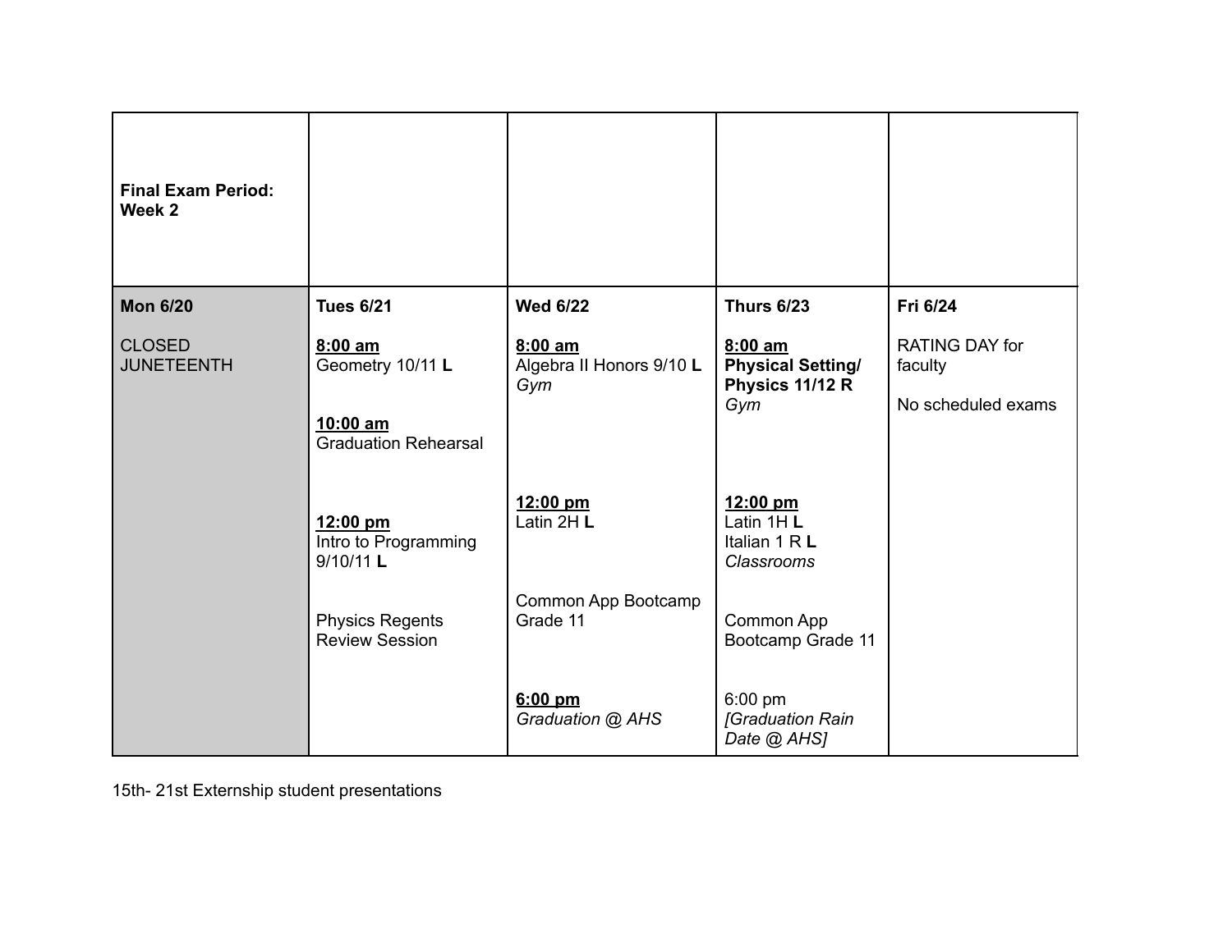| **Final Exam Period: Week 2** | | | | |
|---|---|---|---|---|
| **Mon 6/20**<br><br>CLOSED JUNETEENTH | **Tues 6/21**<br><br>**8:00 am**<br>Geometry 10/11 **L**<br><br>**10:00 am**<br>Graduation Rehearsal<br><br>**12:00 pm**<br>Intro to Programming 9/10/11 **L**<br><br>Physics Regents Review Session | **Wed 6/22**<br><br>**8:00 am**<br>Algebra II Honors 9/10 **L**<br>*Gym*<br><br>**12:00 pm**<br>Latin 2H **L**<br><br>Common App Bootcamp Grade 11<br><br>**6:00 pm**<br>*Graduation @ AHS* | **Thurs 6/23**<br><br>**8:00 am**<br>**Physical Setting/ Physics 11/12 R**<br>*Gym*<br><br>**12:00 pm**<br>Latin 1H **L**<br>Italian 1 R **L**<br>*Classrooms*<br><br>Common App Bootcamp Grade 11<br><br>6:00 pm<br>*[Graduation Rain Date @ AHS]* | **Fri 6/24**<br><br>RATING DAY for faculty<br><br>No scheduled exams |

15th- 21st Externship student presentations